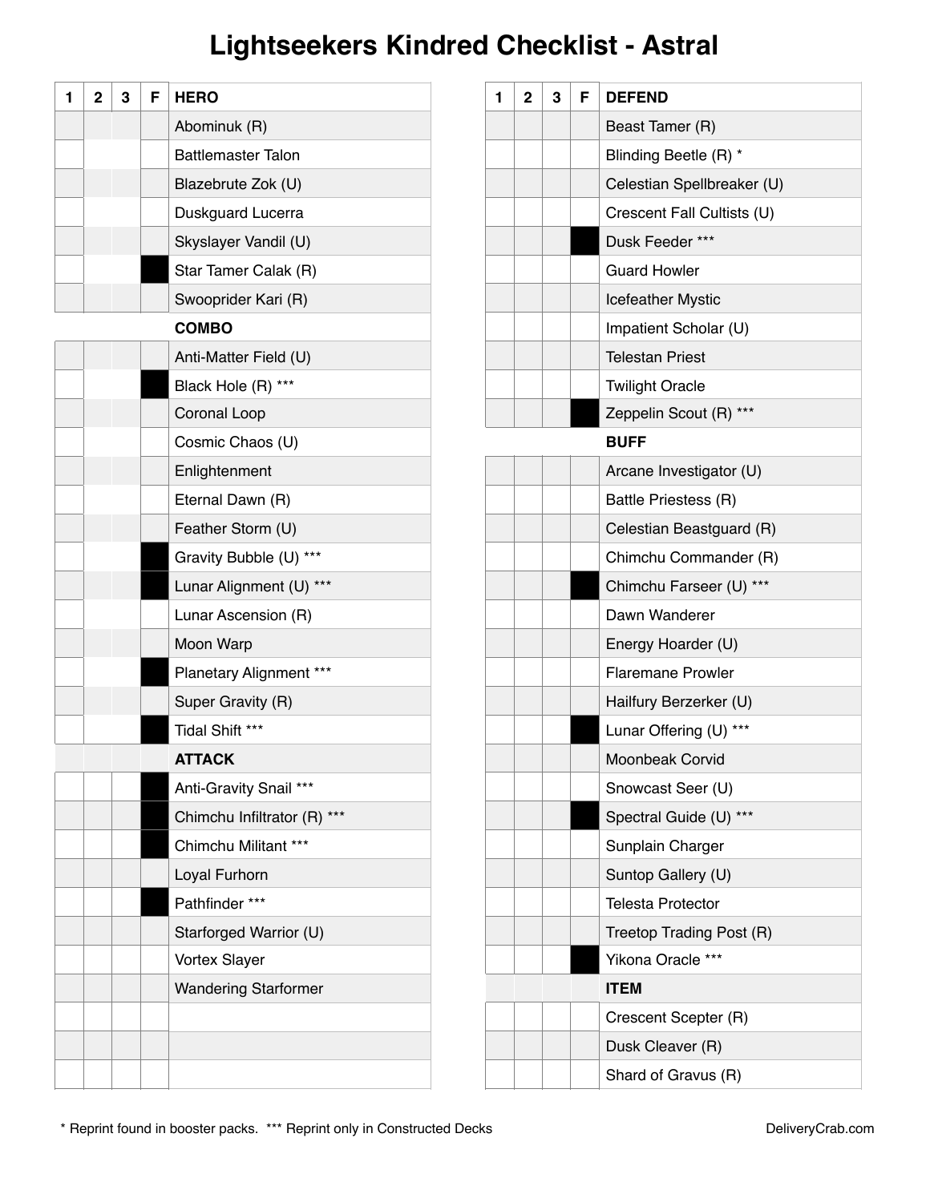# Lightseekers Kindred Checklist - Astral

| 1 | 2 | 3 | F | HERO |
|---|---|---|---|---|
| | | | | Abominuk (R) |
| | | | | Battlemaster Talon |
| | | | | Blazebrute Zok (U) |
| | | | | Duskguard Lucerra |
| | | | | Skyslayer Vandil (U) |
| | | | ■ | Star Tamer Calak (R) |
| | | | | Swooprider Kari (R) |
| | | | | **COMBO** |
| | | | | Anti-Matter Field (U) |
| | | | ■ | Black Hole (R) *** |
| | | | | Coronal Loop |
| | | | | Cosmic Chaos (U) |
| | | | | Enlightenment |
| | | | | Eternal Dawn (R) |
| | | | | Feather Storm (U) |
| | | | ■ | Gravity Bubble (U) *** |
| | | | ■ | Lunar Alignment (U) *** |
| | | | | Lunar Ascension (R) |
| | | | | Moon Warp |
| | | | ■ | Planetary Alignment *** |
| | | | | Super Gravity (R) |
| | | | ■ | Tidal Shift *** |
| | | | | **ATTACK** |
| | | | ■ | Anti-Gravity Snail *** |
| | | | ■ | Chimchu Infiltrator (R) *** |
| | | | ■ | Chimchu Militant *** |
| | | | | Loyal Furhorn |
| | | | ■ | Pathfinder *** |
| | | | | Starforged Warrior (U) |
| | | | | Vortex Slayer |
| | | | | Wandering Starformer |
| | | | | |
| | | | | |
| | | | | |

| 1 | 2 | 3 | F | DEFEND |
|---|---|---|---|---|
| | | | | Beast Tamer (R) |
| | | | | Blinding Beetle (R) * |
| | | | | Celestian Spellbreaker (U) |
| | | | | Crescent Fall Cultists (U) |
| | | | ■ | Dusk Feeder *** |
| | | | | Guard Howler |
| | | | | Icefeather Mystic |
| | | | | Impatient Scholar (U) |
| | | | | Telestan Priest |
| | | | | Twilight Oracle |
| | | | ■ | Zeppelin Scout (R) *** |
| | | | | **BUFF** |
| | | | | Arcane Investigator (U) |
| | | | | Battle Priestess (R) |
| | | | | Celestian Beastguard (R) |
| | | | | Chimchu Commander (R) |
| | | | ■ | Chimchu Farseer (U) *** |
| | | | | Dawn Wanderer |
| | | | | Energy Hoarder (U) |
| | | | | Flaremane Prowler |
| | | | | Hailfury Berzerker (U) |
| | | | ■ | Lunar Offering (U) *** |
| | | | | Moonbeak Corvid |
| | | | | Snowcast Seer (U) |
| | | | ■ | Spectral Guide (U) *** |
| | | | | Sunplain Charger |
| | | | | Suntop Gallery (U) |
| | | | | Telesta Protector |
| | | | | Treetop Trading Post (R) |
| | | | ■ | Yikona Oracle *** |
| | | | | **ITEM** |
| | | | | Crescent Scepter (R) |
| | | | | Dusk Cleaver (R) |
| | | | | Shard of Gravus (R) |

\* Reprint found in booster packs. *** Reprint only in Constructed Decks

DeliveryCrab.com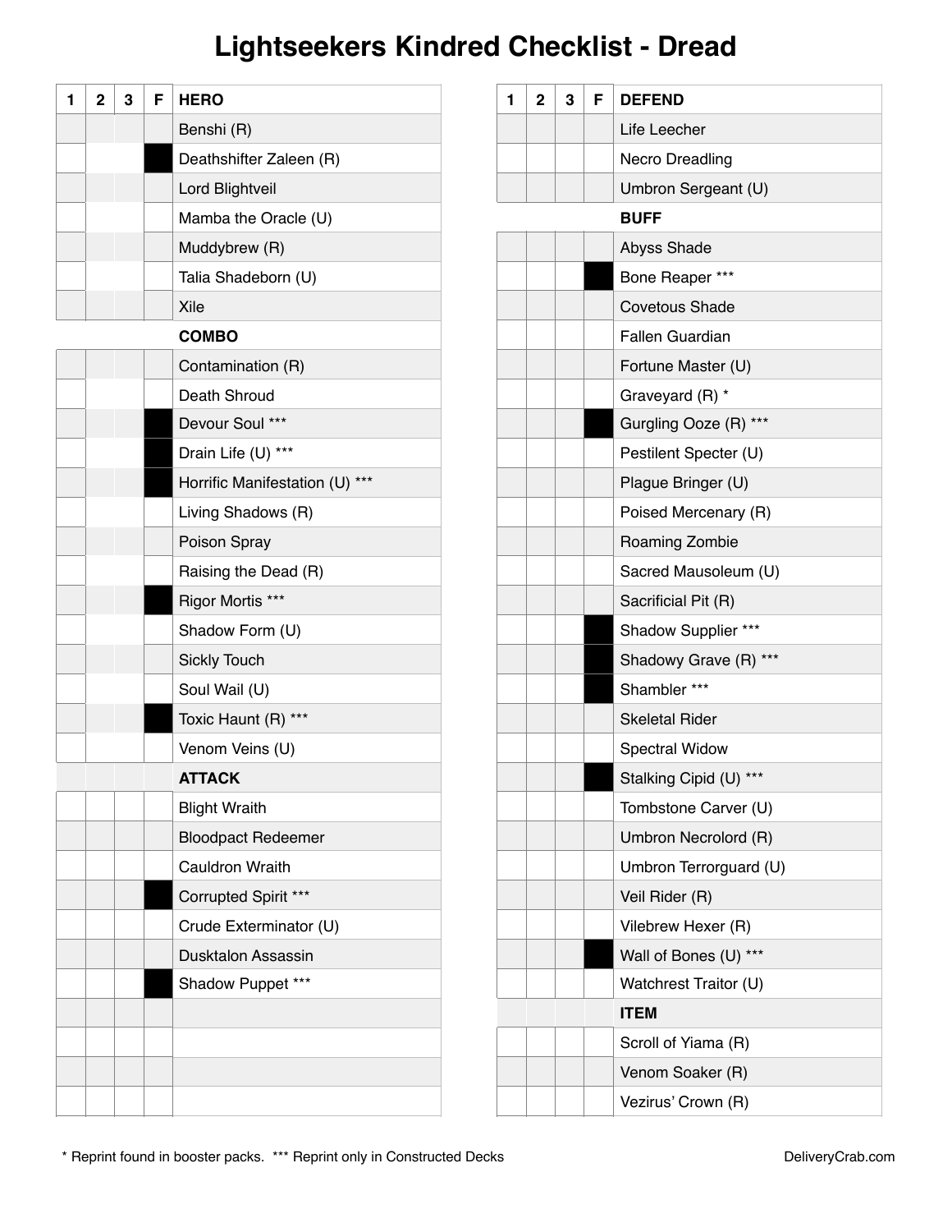# Lightseekers Kindred Checklist - Dread

| 1 | 2 | 3 | F | HERO |
|---|---|---|---|---|
| | | | | Benshi (R) |
| | | | ■ | Deathshifter Zaleen (R) |
| | | | | Lord Blightveil |
| | | | | Mamba the Oracle (U) |
| | | | | Muddybrew (R) |
| | | | | Talia Shadeborn (U) |
| | | | | Xile |
| | | | | **COMBO** |
| | | | | Contamination (R) |
| | | | | Death Shroud |
| | | | ■ | Devour Soul *** |
| | | | ■ | Drain Life (U) *** |
| | | | ■ | Horrific Manifestation (U) *** |
| | | | | Living Shadows (R) |
| | | | | Poison Spray |
| | | | | Raising the Dead (R) |
| | | | ■ | Rigor Mortis *** |
| | | | | Shadow Form (U) |
| | | | | Sickly Touch |
| | | | | Soul Wail (U) |
| | | | ■ | Toxic Haunt (R) *** |
| | | | | Venom Veins (U) |
| | | | | **ATTACK** |
| | | | | Blight Wraith |
| | | | | Bloodpact Redeemer |
| | | | | Cauldron Wraith |
| | | | ■ | Corrupted Spirit *** |
| | | | | Crude Exterminator (U) |
| | | | | Dusktalon Assassin |
| | | | ■ | Shadow Puppet *** |
| | | | | |
| | | | | |
| | | | | |
| | | | | |

| 1 | 2 | 3 | F | DEFEND |
|---|---|---|---|---|
| | | | | Life Leecher |
| | | | | Necro Dreadling |
| | | | | Umbron Sergeant (U) |
| | | | | **BUFF** |
| | | | | Abyss Shade |
| | | | ■ | Bone Reaper *** |
| | | | | Covetous Shade |
| | | | | Fallen Guardian |
| | | | | Fortune Master (U) |
| | | | | Graveyard (R) * |
| | | | ■ | Gurgling Ooze (R) *** |
| | | | | Pestilent Specter (U) |
| | | | | Plague Bringer (U) |
| | | | | Poised Mercenary (R) |
| | | | | Roaming Zombie |
| | | | | Sacred Mausoleum (U) |
| | | | | Sacrificial Pit (R) |
| | | | ■ | Shadow Supplier *** |
| | | | ■ | Shadowy Grave (R) *** |
| | | | ■ | Shambler *** |
| | | | | Skeletal Rider |
| | | | | Spectral Widow |
| | | | ■ | Stalking Cipid (U) *** |
| | | | | Tombstone Carver (U) |
| | | | | Umbron Necrolord (R) |
| | | | | Umbron Terrorguard (U) |
| | | | | Veil Rider (R) |
| | | | | Vilebrew Hexer (R) |
| | | | ■ | Wall of Bones (U) *** |
| | | | | Watchrest Traitor (U) |
| | | | | **ITEM** |
| | | | | Scroll of Yiama (R) |
| | | | | Venom Soaker (R) |
| | | | | Vezirus' Crown (R) |

* Reprint found in booster packs. *** Reprint only in Constructed Decks

DeliveryCrab.com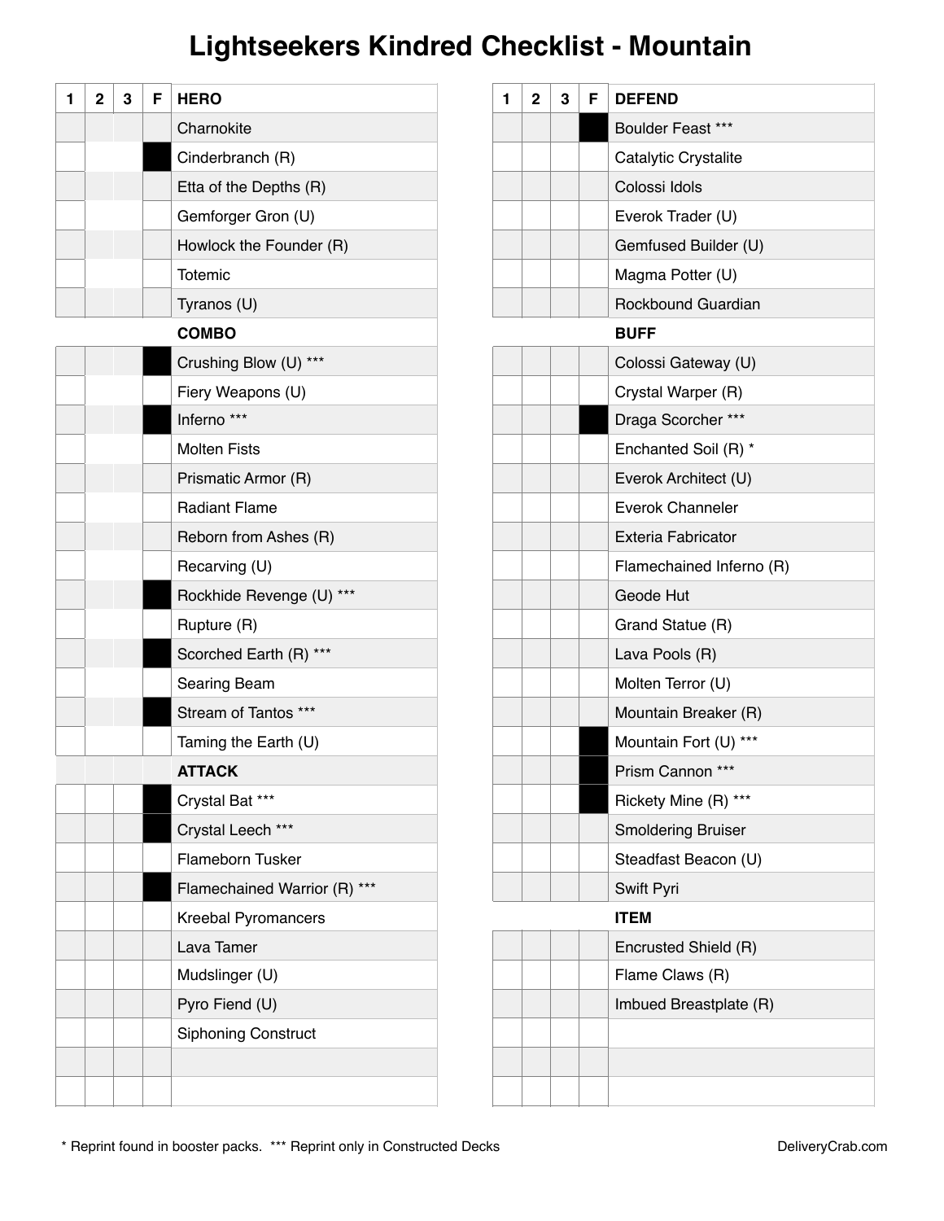# Lightseekers Kindred Checklist - Mountain

| 1 | 2 | 3 | F | HERO |
|---|---|---|---|---|
| | | | | Charnokite |
| | | | ■ | Cinderbranch (R) |
| | | | | Etta of the Depths (R) |
| | | | | Gemforger Gron (U) |
| | | | | Howlock the Founder (R) |
| | | | | Totemic |
| | | | | Tyranos (U) |
| | | | | **COMBO** |
| | | | ■ | Crushing Blow (U) *** |
| | | | | Fiery Weapons (U) |
| | | | ■ | Inferno *** |
| | | | | Molten Fists |
| | | | | Prismatic Armor (R) |
| | | | | Radiant Flame |
| | | | | Reborn from Ashes (R) |
| | | | | Recarving (U) |
| | | | ■ | Rockhide Revenge (U) *** |
| | | | | Rupture (R) |
| | | | ■ | Scorched Earth (R) *** |
| | | | | Searing Beam |
| | | | ■ | Stream of Tantos *** |
| | | | | Taming the Earth (U) |
| | | | | **ATTACK** |
| | | | ■ | Crystal Bat *** |
| | | | ■ | Crystal Leech *** |
| | | | | Flameborn Tusker |
| | | | ■ | Flamechained Warrior (R) *** |
| | | | | Kreebal Pyromancers |
| | | | | Lava Tamer |
| | | | | Mudslinger (U) |
| | | | | Pyro Fiend (U) |
| | | | | Siphoning Construct |
| | | | | |
| | | | | |

| 1 | 2 | 3 | F | DEFEND |
|---|---|---|---|---|
| | | | ■ | Boulder Feast *** |
| | | | | Catalytic Crystalite |
| | | | | Colossi Idols |
| | | | | Everok Trader (U) |
| | | | | Gemfused Builder (U) |
| | | | | Magma Potter (U) |
| | | | | Rockbound Guardian |
| | | | | **BUFF** |
| | | | | Colossi Gateway (U) |
| | | | | Crystal Warper (R) |
| | | | ■ | Draga Scorcher *** |
| | | | | Enchanted Soil (R) * |
| | | | | Everok Architect (U) |
| | | | | Everok Channeler |
| | | | | Exteria Fabricator |
| | | | | Flamechained Inferno (R) |
| | | | | Geode Hut |
| | | | | Grand Statue (R) |
| | | | | Lava Pools (R) |
| | | | | Molten Terror (U) |
| | | | | Mountain Breaker (R) |
| | | | ■ | Mountain Fort (U) *** |
| | | | ■ | Prism Cannon *** |
| | | | ■ | Rickety Mine (R) *** |
| | | | | Smoldering Bruiser |
| | | | | Steadfast Beacon (U) |
| | | | | Swift Pyri |
| | | | | **ITEM** |
| | | | | Encrusted Shield (R) |
| | | | | Flame Claws (R) |
| | | | | Imbued Breastplate (R) |
| | | | | |
| | | | | |
| | | | | |

* Reprint found in booster packs. *** Reprint only in Constructed Decks

DeliveryCrab.com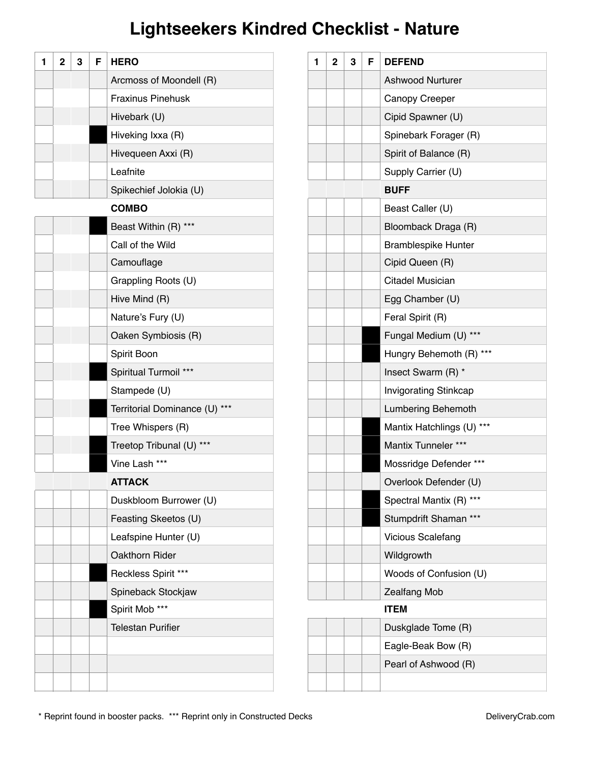# Lightseekers Kindred Checklist - Nature

| 1 | 2 | 3 | F | HERO |
|---|---|---|---|---|
| | | | | Arcmoss of Moondell (R) |
| | | | | Fraxinus Pinehusk |
| | | | | Hivebark (U) |
| | | | ■ | Hiveking Ixxa (R) |
| | | | | Hivequeen Axxi (R) |
| | | | | Leafnite |
| | | | | Spikechief Jolokia (U) |
| | | | | **COMBO** |
| | | | ■ | Beast Within (R) *** |
| | | | | Call of the Wild |
| | | | | Camouflage |
| | | | | Grappling Roots (U) |
| | | | | Hive Mind (R) |
| | | | | Nature's Fury (U) |
| | | | | Oaken Symbiosis (R) |
| | | | | Spirit Boon |
| | | | ■ | Spiritual Turmoil *** |
| | | | | Stampede (U) |
| | | | ■ | Territorial Dominance (U) *** |
| | | | | Tree Whispers (R) |
| | | | ■ | Treetop Tribunal (U) *** |
| | | | ■ | Vine Lash *** |
| | | | | **ATTACK** |
| | | | | Duskbloom Burrower (U) |
| | | | | Feasting Skeetos (U) |
| | | | | Leafspine Hunter (U) |
| | | | | Oakthorn Rider |
| | | | ■ | Reckless Spirit *** |
| | | | | Spineback Stockjaw |
| | | | ■ | Spirit Mob *** |
| | | | | Telestan Purifier |
| | | | | |
| | | | | |
| | | | | |

| 1 | 2 | 3 | F | DEFEND |
|---|---|---|---|---|
| | | | | Ashwood Nurturer |
| | | | | Canopy Creeper |
| | | | | Cipid Spawner (U) |
| | | | | Spinebark Forager (R) |
| | | | | Spirit of Balance (R) |
| | | | | Supply Carrier (U) |
| | | | | **BUFF** |
| | | | | Beast Caller (U) |
| | | | | Bloomback Draga (R) |
| | | | | Bramblespike Hunter |
| | | | | Cipid Queen (R) |
| | | | | Citadel Musician |
| | | | | Egg Chamber (U) |
| | | | | Feral Spirit (R) |
| | | | ■ | Fungal Medium (U) *** |
| | | | ■ | Hungry Behemoth (R) *** |
| | | | | Insect Swarm (R) * |
| | | | | Invigorating Stinkcap |
| | | | | Lumbering Behemoth |
| | | | ■ | Mantix Hatchlings (U) *** |
| | | | ■ | Mantix Tunneler *** |
| | | | ■ | Mossridge Defender *** |
| | | | | Overlook Defender (U) |
| | | | ■ | Spectral Mantix (R) *** |
| | | | ■ | Stumpdrift Shaman *** |
| | | | | Vicious Scalefang |
| | | | | Wildgrowth |
| | | | | Woods of Confusion (U) |
| | | | | Zealfang Mob |
| | | | | **ITEM** |
| | | | | Duskglade Tome (R) |
| | | | | Eagle-Beak Bow (R) |
| | | | | Pearl of Ashwood (R) |
| | | | | |

\* Reprint found in booster packs. *** Reprint only in Constructed Decks

DeliveryCrab.com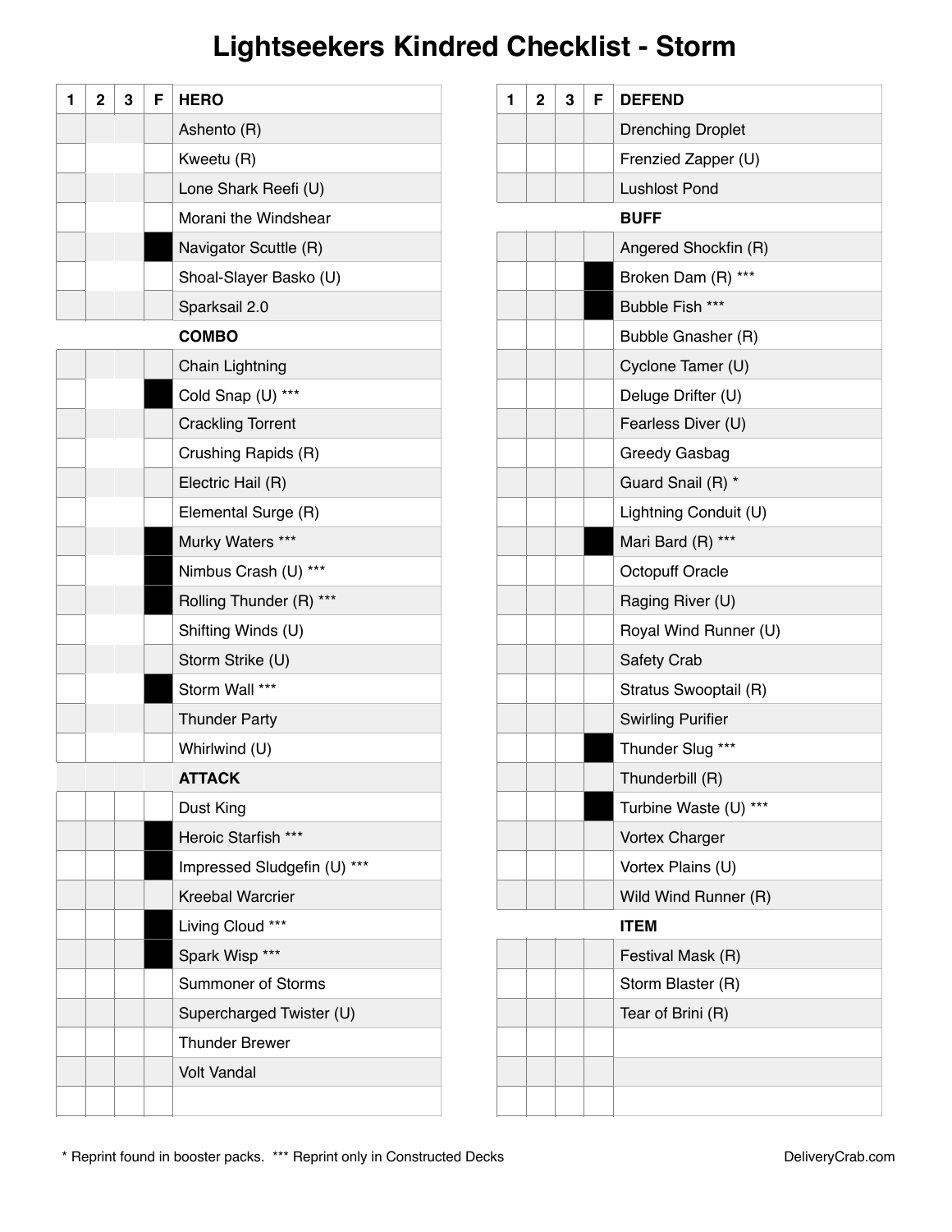# Lightseekers Kindred Checklist - Storm

| 1 | 2 | 3 | F | HERO |
|---|---|---|---|---|
| | | | | Ashento (R) |
| | | | | Kweetu (R) |
| | | | | Lone Shark Reefi (U) |
| | | | | Morani the Windshear |
| | | | ■ | Navigator Scuttle (R) |
| | | | | Shoal-Slayer Basko (U) |
| | | | | Sparksail 2.0 |
| | | | | **COMBO** |
| | | | | Chain Lightning |
| | | | ■ | Cold Snap (U) *** |
| | | | | Crackling Torrent |
| | | | | Crushing Rapids (R) |
| | | | | Electric Hail (R) |
| | | | | Elemental Surge (R) |
| | | | ■ | Murky Waters *** |
| | | | ■ | Nimbus Crash (U) *** |
| | | | ■ | Rolling Thunder (R) *** |
| | | | | Shifting Winds (U) |
| | | | | Storm Strike (U) |
| | | | ■ | Storm Wall *** |
| | | | | Thunder Party |
| | | | | Whirlwind (U) |
| | | | | **ATTACK** |
| | | | | Dust King |
| | | | ■ | Heroic Starfish *** |
| | | | ■ | Impressed Sludgefin (U) *** |
| | | | | Kreebal Warcrier |
| | | | ■ | Living Cloud *** |
| | | | ■ | Spark Wisp *** |
| | | | | Summoner of Storms |
| | | | | Supercharged Twister (U) |
| | | | | Thunder Brewer |
| | | | | Volt Vandal |
| | | | | |

| 1 | 2 | 3 | F | DEFEND |
|---|---|---|---|---|
| | | | | Drenching Droplet |
| | | | | Frenzied Zapper (U) |
| | | | | Lushlost Pond |
| | | | | **BUFF** |
| | | | | Angered Shockfin (R) |
| | | | ■ | Broken Dam (R) *** |
| | | | ■ | Bubble Fish *** |
| | | | | Bubble Gnasher (R) |
| | | | | Cyclone Tamer (U) |
| | | | | Deluge Drifter (U) |
| | | | | Fearless Diver (U) |
| | | | | Greedy Gasbag |
| | | | | Guard Snail (R) * |
| | | | | Lightning Conduit (U) |
| | | | ■ | Mari Bard (R) *** |
| | | | | Octopuff Oracle |
| | | | | Raging River (U) |
| | | | | Royal Wind Runner (U) |
| | | | | Safety Crab |
| | | | | Stratus Swooptail (R) |
| | | | | Swirling Purifier |
| | | | ■ | Thunder Slug *** |
| | | | | Thunderbill (R) |
| | | | ■ | Turbine Waste (U) *** |
| | | | | Vortex Charger |
| | | | | Vortex Plains (U) |
| | | | | Wild Wind Runner (R) |
| | | | | **ITEM** |
| | | | | Festival Mask (R) |
| | | | | Storm Blaster (R) |
| | | | | Tear of Brini (R) |
| | | | | |
| | | | | |
| | | | | |

\* Reprint found in booster packs. *** Reprint only in Constructed Decks

DeliveryCrab.com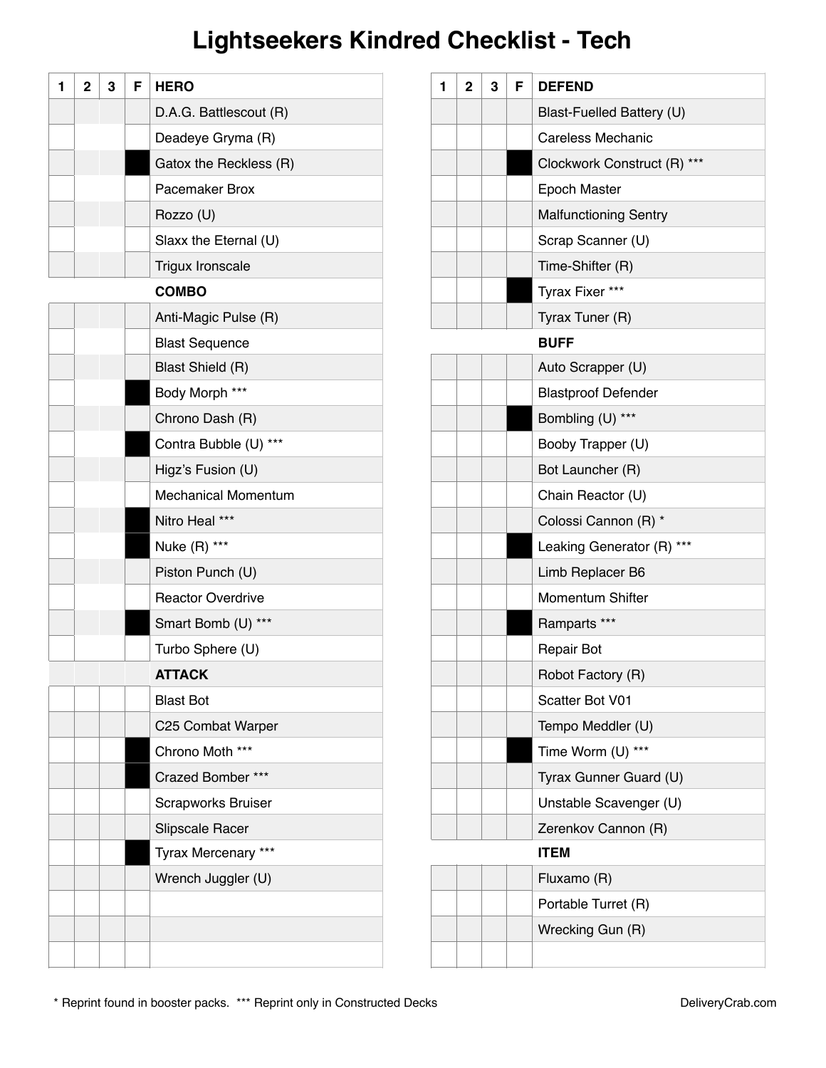# Lightseekers Kindred Checklist - Tech

| 1 | 2 | 3 | F | HERO |
|---|---|---|---|---|
| | | | | D.A.G. Battlescout (R) |
| | | | | Deadeye Gryma (R) |
| | | | ■ | Gatox the Reckless (R) |
| | | | | Pacemaker Brox |
| | | | | Rozzo (U) |
| | | | | Slaxx the Eternal (U) |
| | | | | Trigux Ironscale |
| | | | | **COMBO** |
| | | | | Anti-Magic Pulse (R) |
| | | | | Blast Sequence |
| | | | | Blast Shield (R) |
| | | | ■ | Body Morph *** |
| | | | | Chrono Dash (R) |
| | | | ■ | Contra Bubble (U) *** |
| | | | | Higz's Fusion (U) |
| | | | | Mechanical Momentum |
| | | | ■ | Nitro Heal *** |
| | | | ■ | Nuke (R) *** |
| | | | | Piston Punch (U) |
| | | | | Reactor Overdrive |
| | | | ■ | Smart Bomb (U) *** |
| | | | | Turbo Sphere (U) |
| | | | | **ATTACK** |
| | | | | Blast Bot |
| | | | | C25 Combat Warper |
| | | | ■ | Chrono Moth *** |
| | | | ■ | Crazed Bomber *** |
| | | | | Scrapworks Bruiser |
| | | | | Slipscale Racer |
| | | | ■ | Tyrax Mercenary *** |
| | | | | Wrench Juggler (U) |
| | | | | |
| | | | | |
| | | | | |

| 1 | 2 | 3 | F | DEFEND |
|---|---|---|---|---|
| | | | | Blast-Fuelled Battery (U) |
| | | | | Careless Mechanic |
| | | | ■ | Clockwork Construct (R) *** |
| | | | | Epoch Master |
| | | | | Malfunctioning Sentry |
| | | | | Scrap Scanner (U) |
| | | | | Time-Shifter (R) |
| | | | ■ | Tyrax Fixer *** |
| | | | | Tyrax Tuner (R) |
| | | | | **BUFF** |
| | | | | Auto Scrapper (U) |
| | | | | Blastproof Defender |
| | | | ■ | Bombling (U) *** |
| | | | | Booby Trapper (U) |
| | | | | Bot Launcher (R) |
| | | | | Chain Reactor (U) |
| | | | | Colossi Cannon (R) * |
| | | | ■ | Leaking Generator (R) *** |
| | | | | Limb Replacer B6 |
| | | | | Momentum Shifter |
| | | | ■ | Ramparts *** |
| | | | | Repair Bot |
| | | | | Robot Factory (R) |
| | | | | Scatter Bot V01 |
| | | | | Tempo Meddler (U) |
| | | | ■ | Time Worm (U) *** |
| | | | | Tyrax Gunner Guard (U) |
| | | | | Unstable Scavenger (U) |
| | | | | Zerenkov Cannon (R) |
| | | | | **ITEM** |
| | | | | Fluxamo (R) |
| | | | | Portable Turret (R) |
| | | | | Wrecking Gun (R) |
| | | | | |

\* Reprint found in booster packs. *** Reprint only in Constructed Decks

DeliveryCrab.com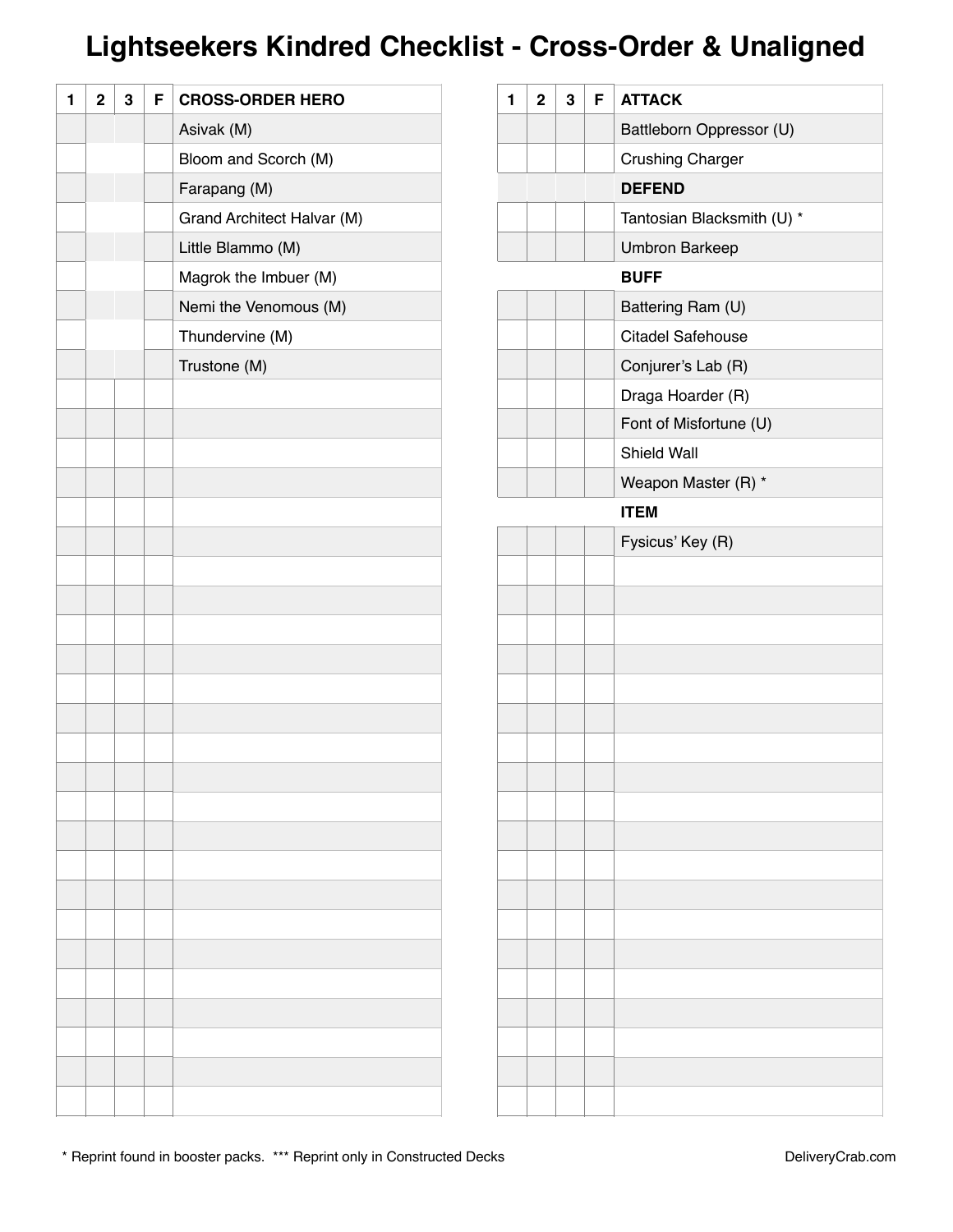# Lightseekers Kindred Checklist - Cross-Order & Unaligned

| 1 | 2 | 3 | F | CROSS-ORDER HERO |
|---|---|---|---|---|
| | | | | Asivak (M) |
| | | | | Bloom and Scorch (M) |
| | | | | Farapang (M) |
| | | | | Grand Architect Halvar (M) |
| | | | | Little Blammo (M) |
| | | | | Magrok the Imbuer (M) |
| | | | | Nemi the Venomous (M) |
| | | | | Thundervine (M) |
| | | | | Trustone (M) |

| 1 | 2 | 3 | F | ATTACK |
|---|---|---|---|---|
| | | | | Battleborn Oppressor (U) |
| | | | | Crushing Charger |
| | | | | **DEFEND** |
| | | | | Tantosian Blacksmith (U) * |
| | | | | Umbron Barkeep |
| | | | | **BUFF** |
| | | | | Battering Ram (U) |
| | | | | Citadel Safehouse |
| | | | | Conjurer's Lab (R) |
| | | | | Draga Hoarder (R) |
| | | | | Font of Misfortune (U) |
| | | | | Shield Wall |
| | | | | Weapon Master (R) * |
| | | | | **ITEM** |
| | | | | Fysicus' Key (R) |

* Reprint found in booster packs. *** Reprint only in Constructed Decks

DeliveryCrab.com